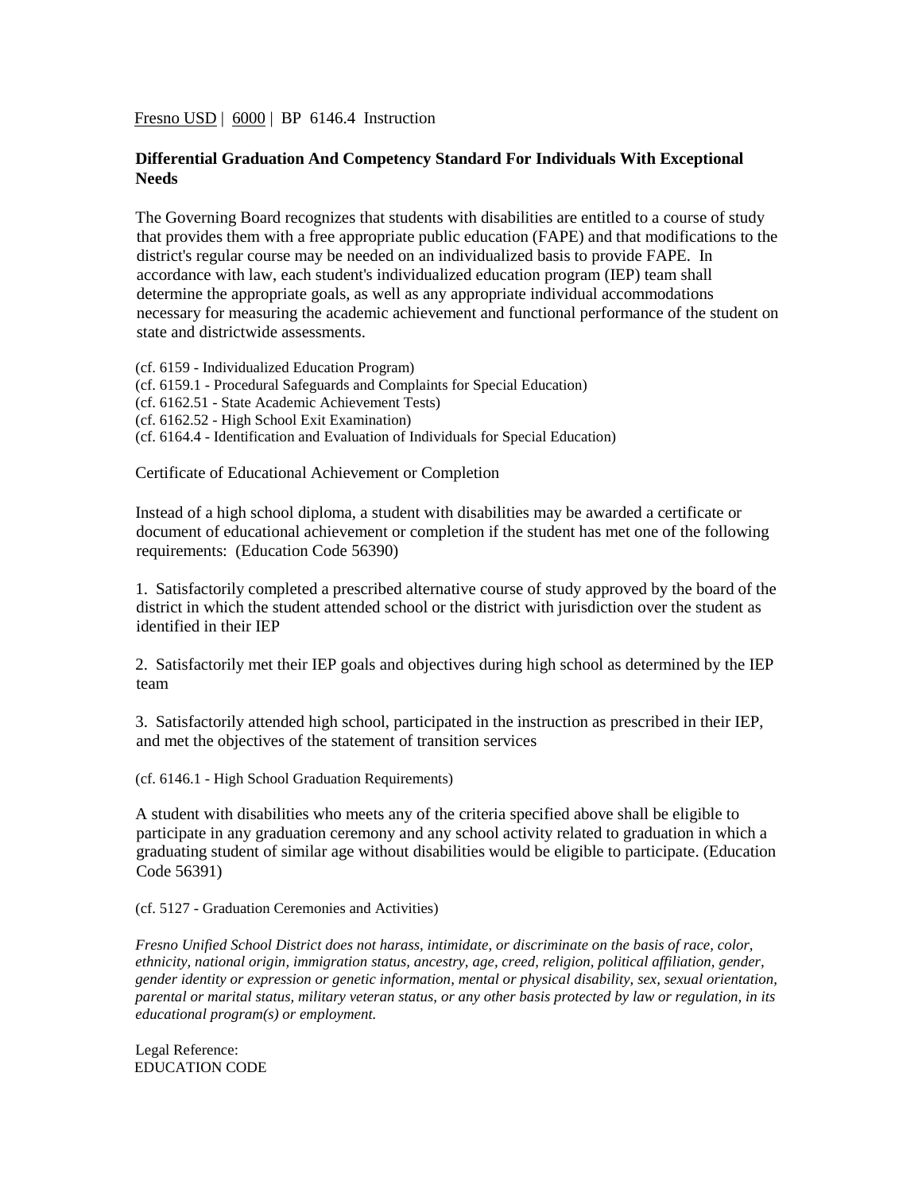Fresno USD | 6000 | BP 6146.4 Instruction

## Differential Graduation And Competency Standard For Individuals With Exceptional Needs

The Governing Board recognizes that students with disabilities are entitled to a course of study that provides them with a free appropriate public education (FAPE) and that modifications to the district's regular course may be needed on an individualized basis to provide FAPE. In accordance with law, each student's individualized education program (IEP) team shall determine the appropriate goals, as well as any appropriate individual accommodations necessary for measuring the academic achievement and functional performance of the student on state and districtwide assessments.

(cf. 6159 - Individualized Education Program)
(cf. 6159.1 - Procedural Safeguards and Complaints for Special Education)
(cf. 6162.51 - State Academic Achievement Tests)
(cf. 6162.52 - High School Exit Examination)
(cf. 6164.4 - Identification and Evaluation of Individuals for Special Education)

Certificate of Educational Achievement or Completion

Instead of a high school diploma, a student with disabilities may be awarded a certificate or document of educational achievement or completion if the student has met one of the following requirements: (Education Code 56390)

1. Satisfactorily completed a prescribed alternative course of study approved by the board of the district in which the student attended school or the district with jurisdiction over the student as identified in their IEP

2. Satisfactorily met their IEP goals and objectives during high school as determined by the IEP team

3. Satisfactorily attended high school, participated in the instruction as prescribed in their IEP, and met the objectives of the statement of transition services

(cf. 6146.1 - High School Graduation Requirements)

A student with disabilities who meets any of the criteria specified above shall be eligible to participate in any graduation ceremony and any school activity related to graduation in which a graduating student of similar age without disabilities would be eligible to participate. (Education Code 56391)

(cf. 5127 - Graduation Ceremonies and Activities)

*Fresno Unified School District does not harass, intimidate, or discriminate on the basis of race, color, ethnicity, national origin, immigration status, ancestry, age, creed, religion, political affiliation, gender, gender identity or expression or genetic information, mental or physical disability, sex, sexual orientation, parental or marital status, military veteran status, or any other basis protected by law or regulation, in its educational program(s) or employment.*

Legal Reference:
EDUCATION CODE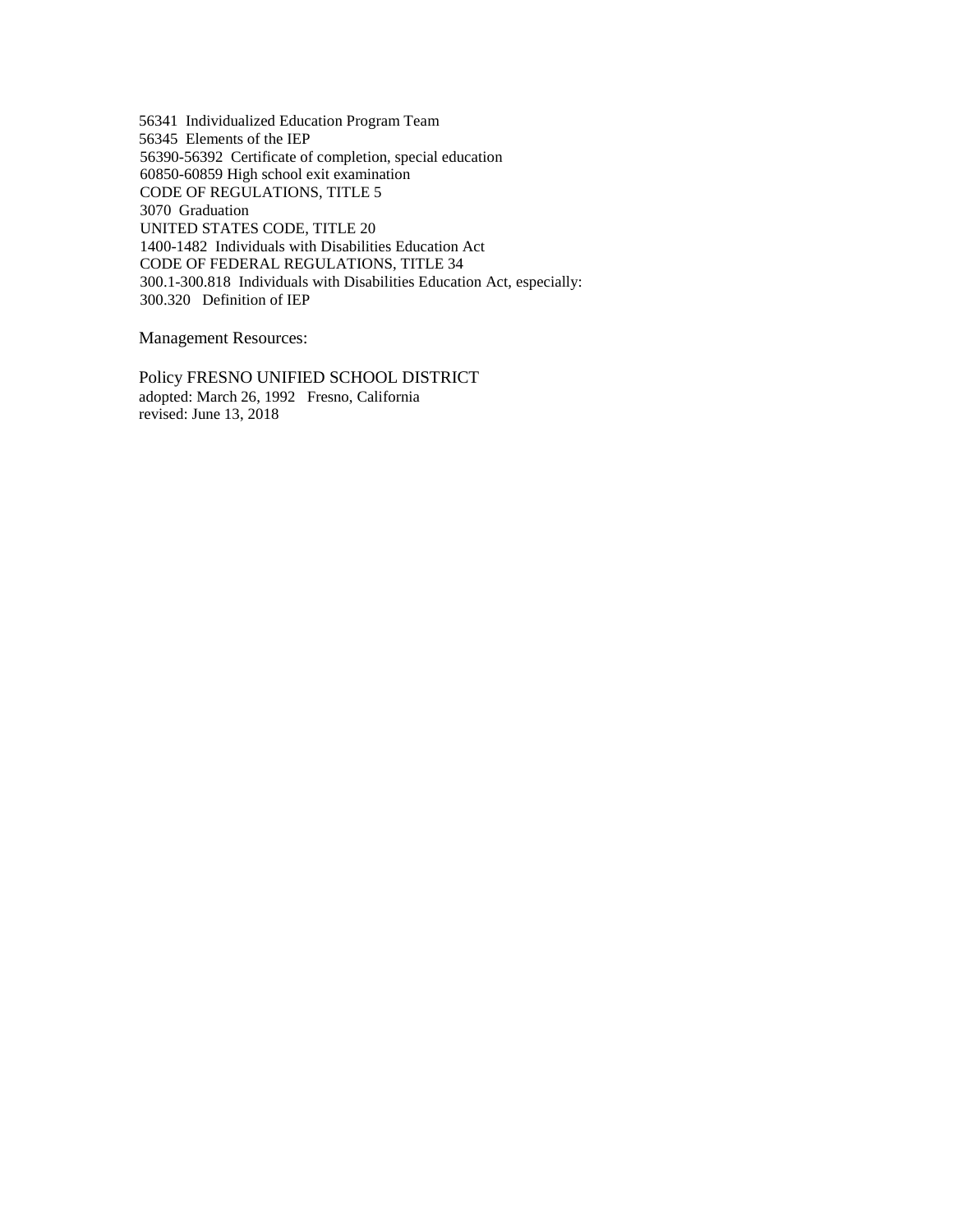56341 Individualized Education Program Team
56345 Elements of the IEP
56390-56392 Certificate of completion, special education
60850-60859 High school exit examination
CODE OF REGULATIONS, TITLE 5
3070 Graduation
UNITED STATES CODE, TITLE 20
1400-1482 Individuals with Disabilities Education Act
CODE OF FEDERAL REGULATIONS, TITLE 34
300.1-300.818 Individuals with Disabilities Education Act, especially:
300.320 Definition of IEP

Management Resources:

Policy FRESNO UNIFIED SCHOOL DISTRICT
adopted: March 26, 1992 Fresno, California
revised: June 13, 2018